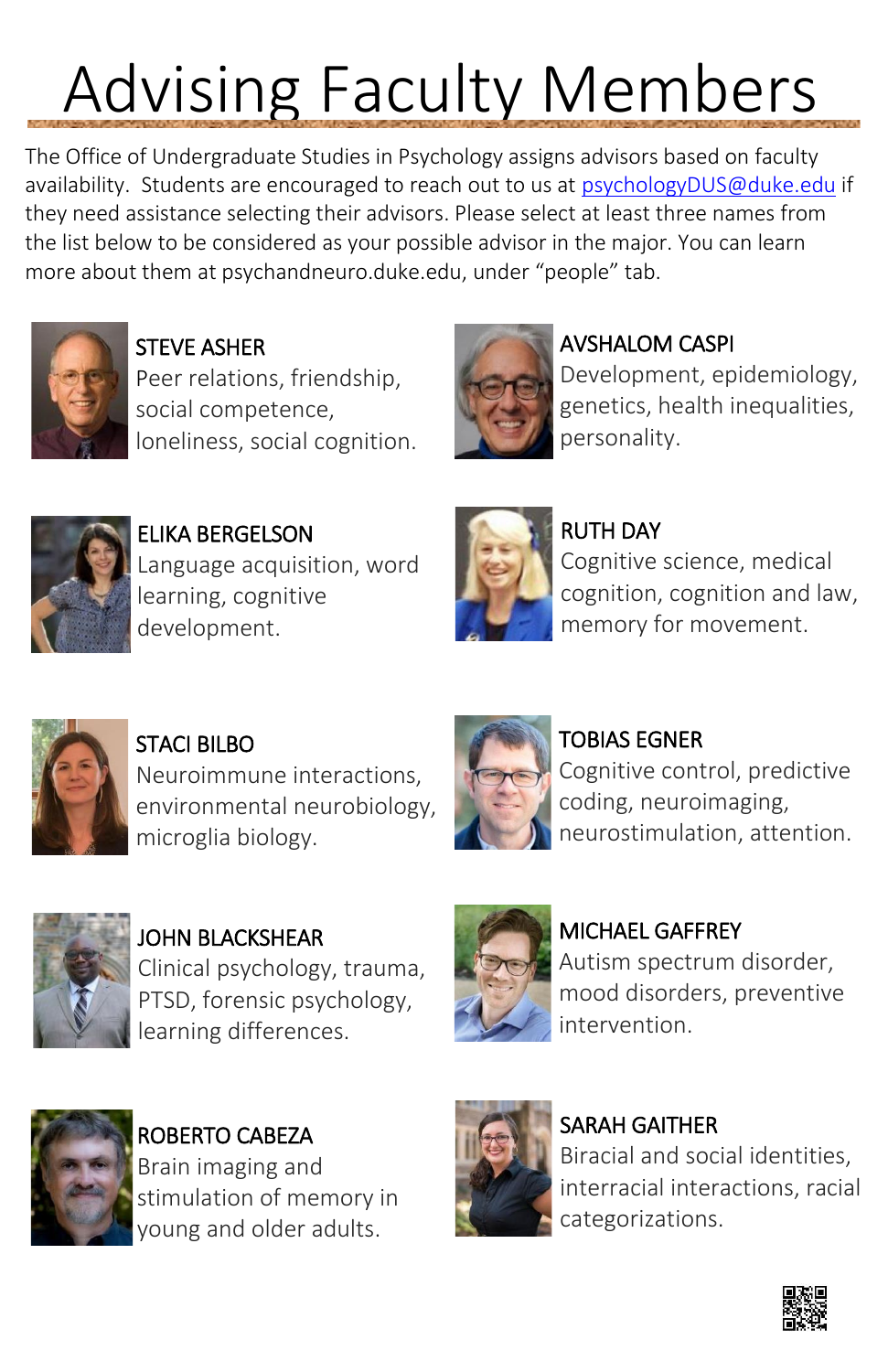# Advising Faculty Members

The Office of Undergraduate Studies in Psychology assigns advisors based on faculty availability. Students are encouraged to reach out to us at psychologyDUS@duke.edu if they need assistance selecting their advisors. Please select at least three names from the list below to be considered as your possible advisor in the major. You can learn more about them at psychandneuro.duke.edu, under "people" tab.

**STEVE ASHER**
Peer relations, friendship, social competence, loneliness, social cognition.

**ELIKA BERGELSON**
Language acquisition, word learning, cognitive development.

**STACI BILBO**
Neuroimmune interactions, environmental neurobiology, microglia biology.

**JOHN BLACKSHEAR**
Clinical psychology, trauma, PTSD, forensic psychology, learning differences.

**ROBERTO CABEZA**
Brain imaging and stimulation of memory in young and older adults.

**AVSHALOM CASPI**
Development, epidemiology, genetics, health inequalities, personality.

**RUTH DAY**
Cognitive science, medical cognition, cognition and law, memory for movement.

**TOBIAS EGNER**
Cognitive control, predictive coding, neuroimaging, neurostimulation, attention.

**MICHAEL GAFFREY**
Autism spectrum disorder, mood disorders, preventive intervention.

**SARAH GAITHER**
Biracial and social identities, interracial interactions, racial categorizations.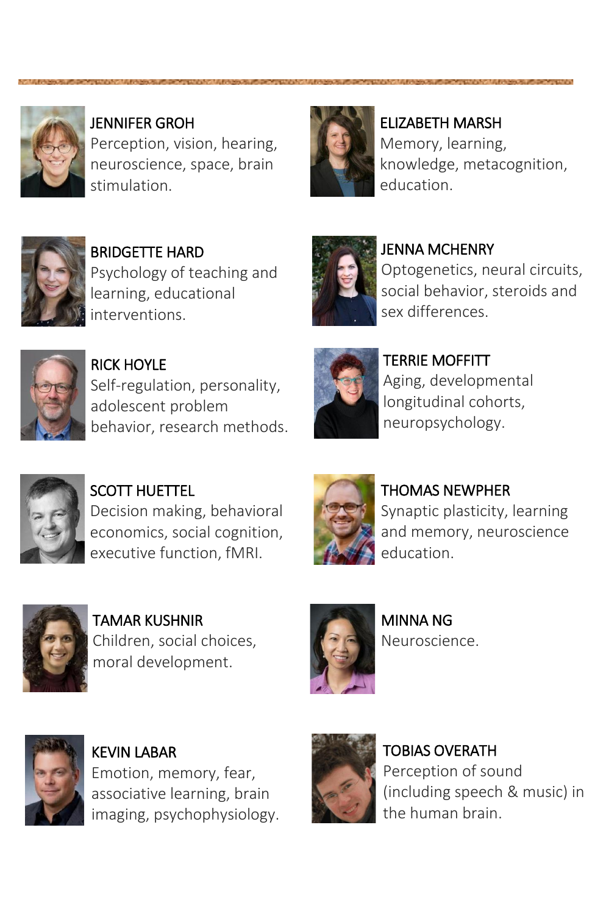**JENNIFER GROH**
Perception, vision, hearing, neuroscience, space, brain stimulation.

**BRIDGETTE HARD**
Psychology of teaching and learning, educational interventions.

**RICK HOYLE**
Self-regulation, personality, adolescent problem behavior, research methods.

**SCOTT HUETTEL**
Decision making, behavioral economics, social cognition, executive function, fMRI.

**TAMAR KUSHNIR**
Children, social choices, moral development.

**KEVIN LABAR**
Emotion, memory, fear, associative learning, brain imaging, psychophysiology.

**ELIZABETH MARSH**
Memory, learning, knowledge, metacognition, education.

**JENNA MCHENRY**
Optogenetics, neural circuits, social behavior, steroids and sex differences.

**TERRIE MOFFITT**
Aging, developmental longitudinal cohorts, neuropsychology.

**THOMAS NEWPHER**
Synaptic plasticity, learning and memory, neuroscience education.

**MINNA NG**
Neuroscience.

**TOBIAS OVERATH**
Perception of sound (including speech & music) in the human brain.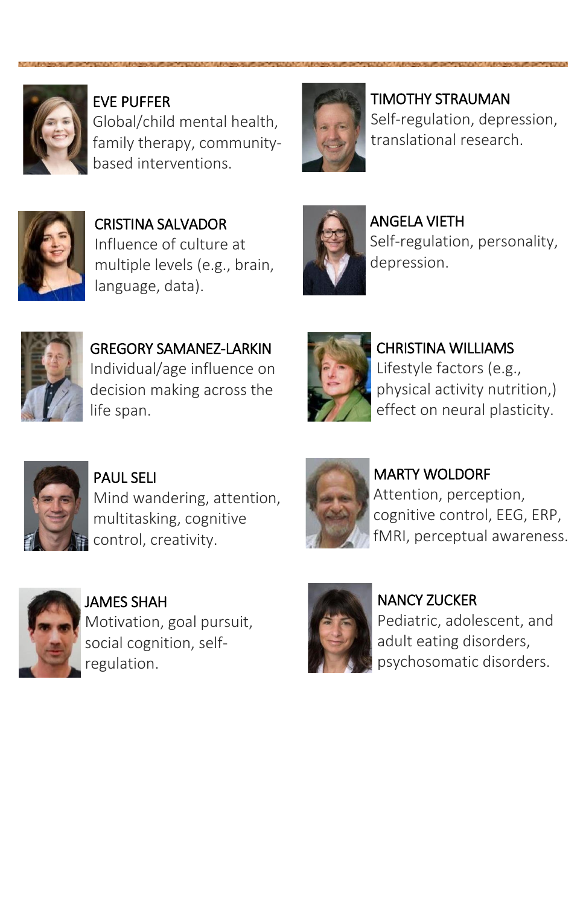**EVE PUFFER**
Global/child mental health, family therapy, community-based interventions.

**CRISTINA SALVADOR**
Influence of culture at multiple levels (e.g., brain, language, data).

**GREGORY SAMANEZ-LARKIN**
Individual/age influence on decision making across the life span.

**PAUL SELI**
Mind wandering, attention, multitasking, cognitive control, creativity.

**JAMES SHAH**
Motivation, goal pursuit, social cognition, self-regulation.

**TIMOTHY STRAUMAN**
Self-regulation, depression, translational research.

**ANGELA VIETH**
Self-regulation, personality, depression.

**CHRISTINA WILLIAMS**
Lifestyle factors (e.g., physical activity nutrition,) effect on neural plasticity.

**MARTY WOLDORF**
Attention, perception, cognitive control, EEG, ERP, fMRI, perceptual awareness.

**NANCY ZUCKER**
Pediatric, adolescent, and adult eating disorders, psychosomatic disorders.